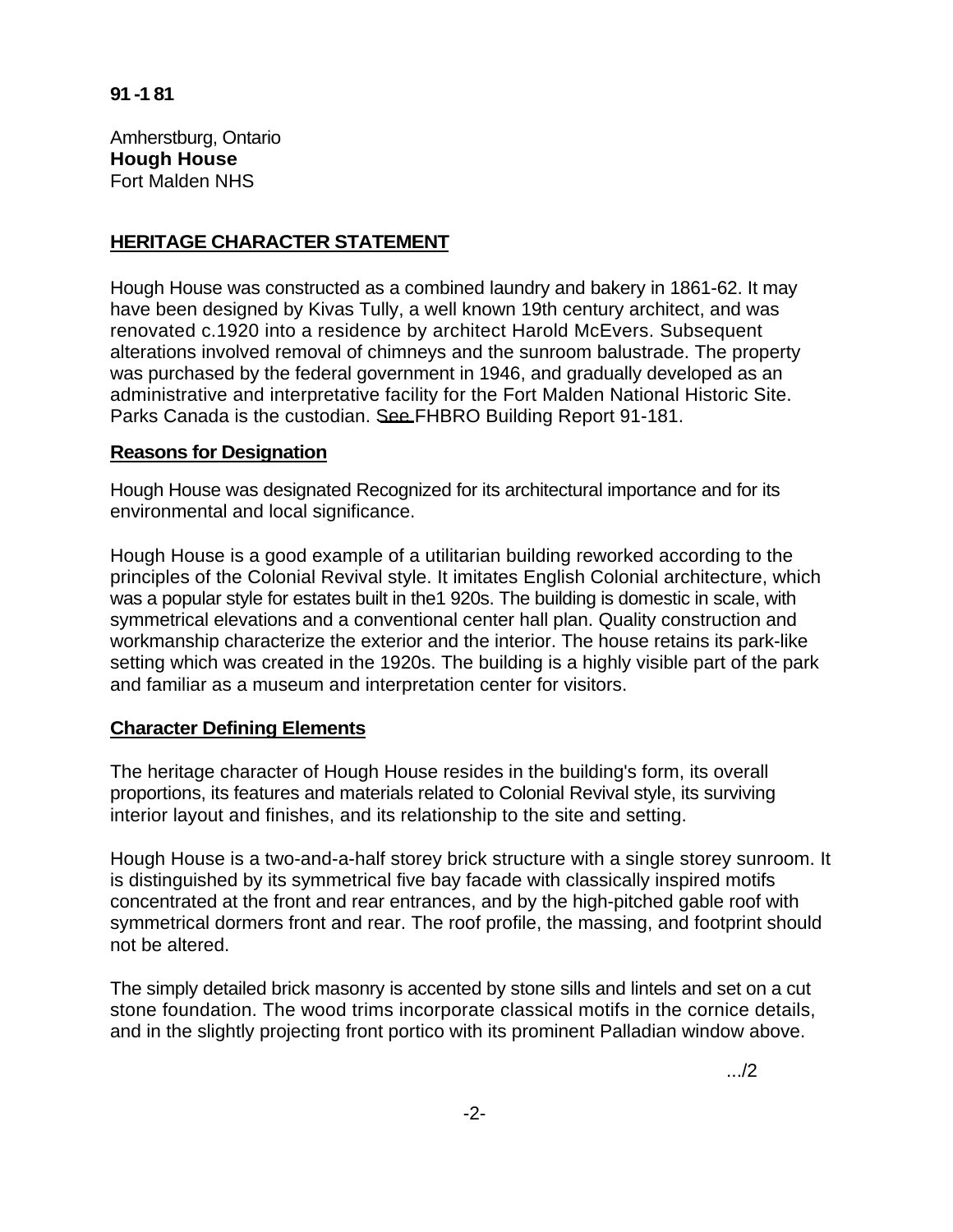**91 -1 81**

Amherstburg, Ontario
**Hough House**
Fort Malden NHS

## HERITAGE CHARACTER STATEMENT

Hough House was constructed as a combined laundry and bakery in 1861-62. It may have been designed by Kivas Tully, a well known 19th century architect, and was renovated c.1920 into a residence by architect Harold McEvers. Subsequent alterations involved removal of chimneys and the sunroom balustrade. The property was purchased by the federal government in 1946, and gradually developed as an administrative and interpretative facility for the Fort Malden National Historic Site. Parks Canada is the custodian. See FHBRO Building Report 91-181.

### Reasons for Designation

Hough House was designated Recognized for its architectural importance and for its environmental and local significance.

Hough House is a good example of a utilitarian building reworked according to the principles of the Colonial Revival style. It imitates English Colonial architecture, which was a popular style for estates built in the1 920s. The building is domestic in scale, with symmetrical elevations and a conventional center hall plan. Quality construction and workmanship characterize the exterior and the interior. The house retains its park-like setting which was created in the 1920s. The building is a highly visible part of the park and familiar as a museum and interpretation center for visitors.

### Character Defining Elements

The heritage character of Hough House resides in the building's form, its overall proportions, its features and materials related to Colonial Revival style, its surviving interior layout and finishes, and its relationship to the site and setting.

Hough House is a two-and-a-half storey brick structure with a single storey sunroom. It is distinguished by its symmetrical five bay facade with classically inspired motifs concentrated at the front and rear entrances, and by the high-pitched gable roof with symmetrical dormers front and rear. The roof profile, the massing, and footprint should not be altered.

The simply detailed brick masonry is accented by stone sills and lintels and set on a cut stone foundation. The wood trims incorporate classical motifs in the cornice details, and in the slightly projecting front portico with its prominent Palladian window above.

.../2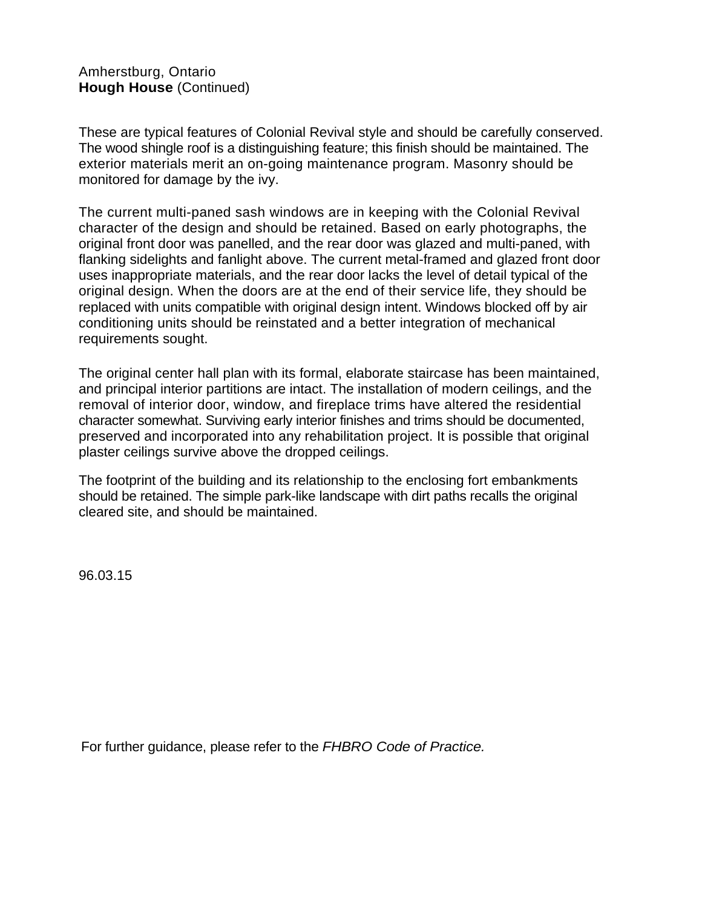Amherstburg, Ontario
**Hough House** (Continued)

These are typical features of Colonial Revival style and should be carefully conserved. The wood shingle roof is a distinguishing feature; this finish should be maintained. The exterior materials merit an on-going maintenance program. Masonry should be monitored for damage by the ivy.

The current multi-paned sash windows are in keeping with the Colonial Revival character of the design and should be retained. Based on early photographs, the original front door was panelled, and the rear door was glazed and multi-paned, with flanking sidelights and fanlight above. The current metal-framed and glazed front door uses inappropriate materials, and the rear door lacks the level of detail typical of the original design. When the doors are at the end of their service life, they should be replaced with units compatible with original design intent. Windows blocked off by air conditioning units should be reinstated and a better integration of mechanical requirements sought.

The original center hall plan with its formal, elaborate staircase has been maintained, and principal interior partitions are intact. The installation of modern ceilings, and the removal of interior door, window, and fireplace trims have altered the residential character somewhat. Surviving early interior finishes and trims should be documented, preserved and incorporated into any rehabilitation project. It is possible that original plaster ceilings survive above the dropped ceilings.

The footprint of the building and its relationship to the enclosing fort embankments should be retained. The simple park-like landscape with dirt paths recalls the original cleared site, and should be maintained.

96.03.15

For further guidance, please refer to the *FHBRO Code of Practice.*